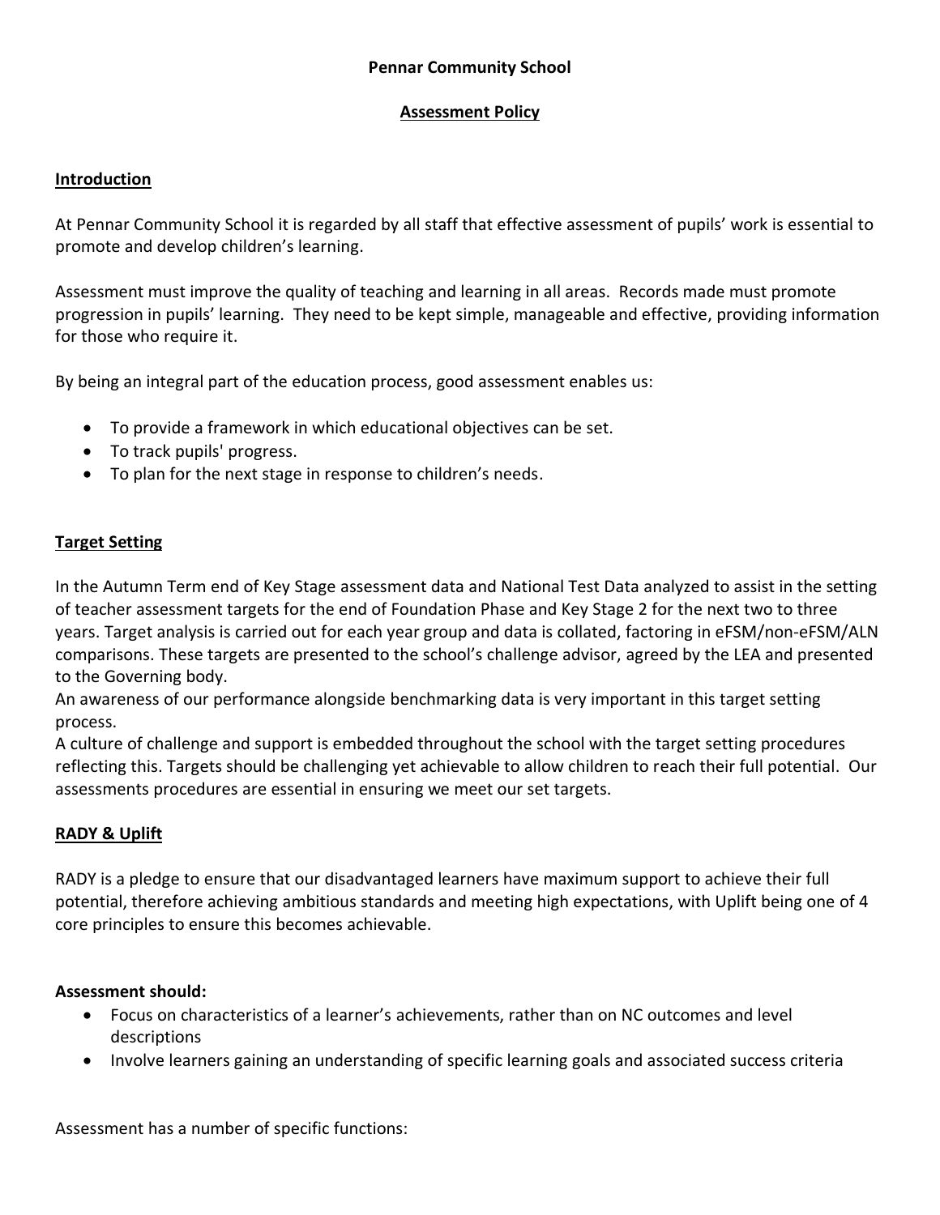# Pennar Community School

## Assessment Policy

### Introduction

At Pennar Community School it is regarded by all staff that effective assessment of pupils' work is essential to promote and develop children's learning.

Assessment must improve the quality of teaching and learning in all areas. Records made must promote progression in pupils' learning. They need to be kept simple, manageable and effective, providing information for those who require it.

By being an integral part of the education process, good assessment enables us:

- To provide a framework in which educational objectives can be set.
- To track pupils' progress.
- To plan for the next stage in response to children's needs.

### Target Setting

In the Autumn Term end of Key Stage assessment data and National Test Data analyzed to assist in the setting of teacher assessment targets for the end of Foundation Phase and Key Stage 2 for the next two to three years. Target analysis is carried out for each year group and data is collated, factoring in eFSM/non-eFSM/ALN comparisons. These targets are presented to the school's challenge advisor, agreed by the LEA and presented to the Governing body.
An awareness of our performance alongside benchmarking data is very important in this target setting process.
A culture of challenge and support is embedded throughout the school with the target setting procedures reflecting this. Targets should be challenging yet achievable to allow children to reach their full potential. Our assessments procedures are essential in ensuring we meet our set targets.

### RADY & Uplift

RADY is a pledge to ensure that our disadvantaged learners have maximum support to achieve their full potential, therefore achieving ambitious standards and meeting high expectations, with Uplift being one of 4 core principles to ensure this becomes achievable.

**Assessment should:**

- Focus on characteristics of a learner's achievements, rather than on NC outcomes and level descriptions
- Involve learners gaining an understanding of specific learning goals and associated success criteria

Assessment has a number of specific functions: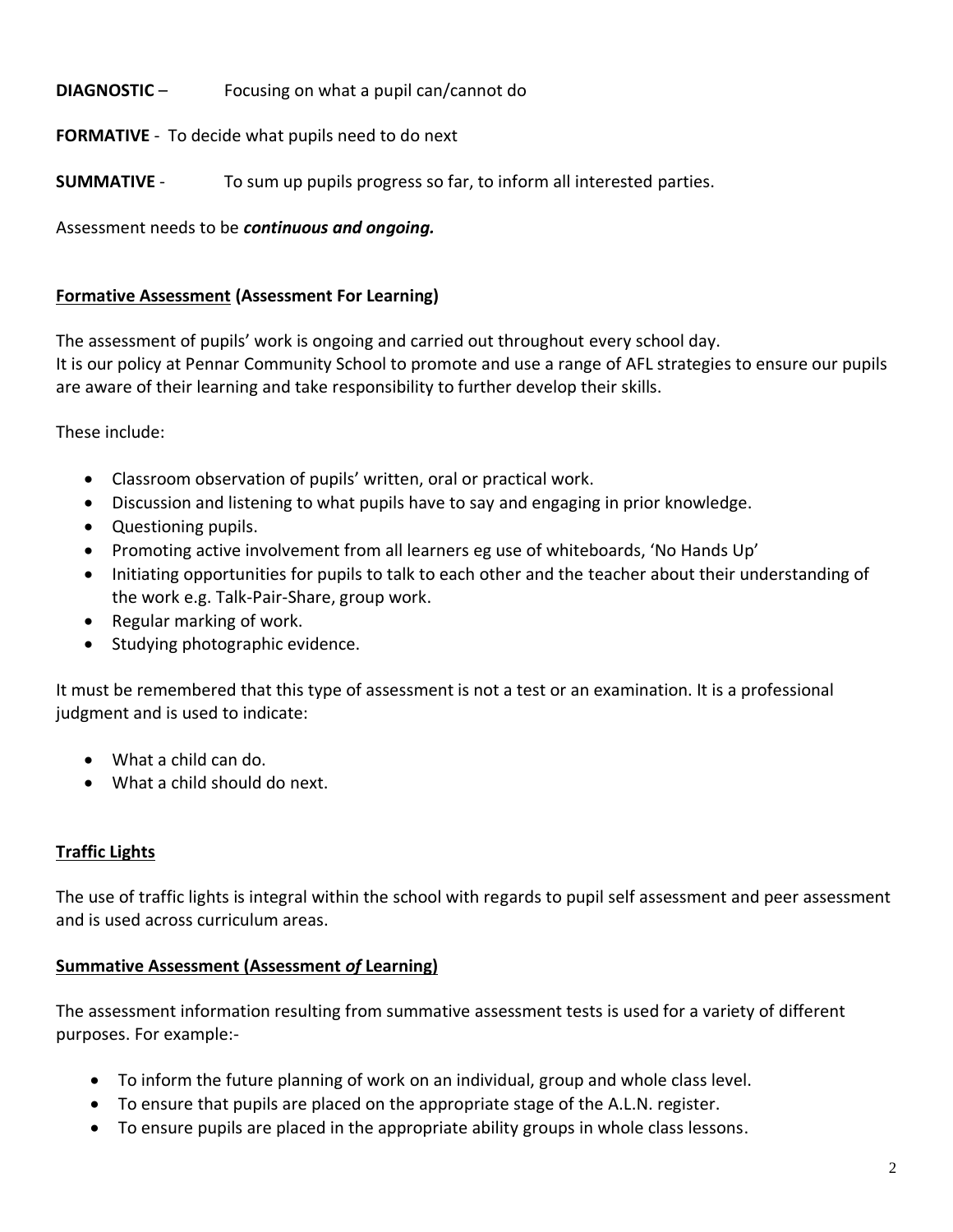**DIAGNOSTIC** – Focusing on what a pupil can/cannot do

**FORMATIVE** - To decide what pupils need to do next

**SUMMATIVE** - To sum up pupils progress so far, to inform all interested parties.

Assessment needs to be ***continuous and ongoing.***

**Formative Assessment (Assessment For Learning)**

The assessment of pupils' work is ongoing and carried out throughout every school day.
It is our policy at Pennar Community School to promote and use a range of AFL strategies to ensure our pupils are aware of their learning and take responsibility to further develop their skills.

These include:

- Classroom observation of pupils' written, oral or practical work.
- Discussion and listening to what pupils have to say and engaging in prior knowledge.
- Questioning pupils.
- Promoting active involvement from all learners eg use of whiteboards, 'No Hands Up'
- Initiating opportunities for pupils to talk to each other and the teacher about their understanding of the work e.g. Talk-Pair-Share, group work.
- Regular marking of work.
- Studying photographic evidence.

It must be remembered that this type of assessment is not a test or an examination. It is a professional judgment and is used to indicate:

- What a child can do.
- What a child should do next.

**Traffic Lights**

The use of traffic lights is integral within the school with regards to pupil self assessment and peer assessment and is used across curriculum areas.

**Summative Assessment (Assessment *of* Learning)**

The assessment information resulting from summative assessment tests is used for a variety of different purposes. For example:-

- To inform the future planning of work on an individual, group and whole class level.
- To ensure that pupils are placed on the appropriate stage of the A.L.N. register.
- To ensure pupils are placed in the appropriate ability groups in whole class lessons.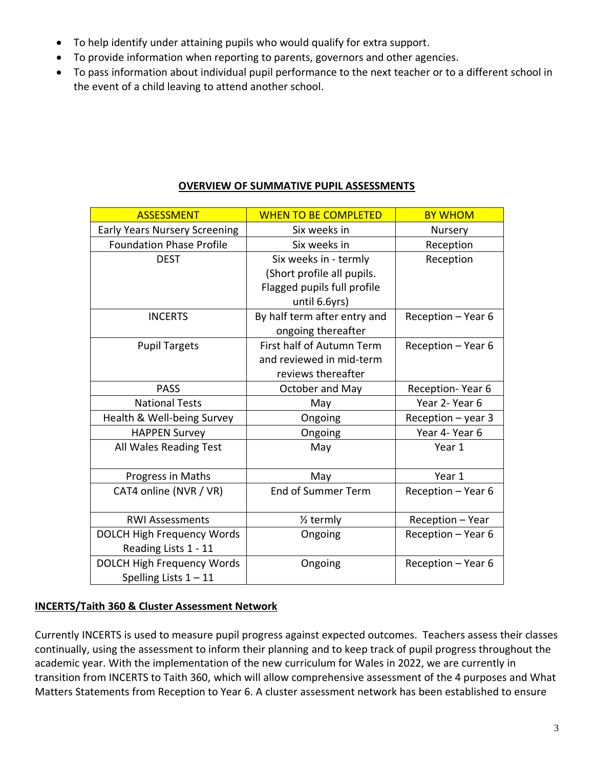- To help identify under attaining pupils who would qualify for extra support.
- To provide information when reporting to parents, governors and other agencies.
- To pass information about individual pupil performance to the next teacher or to a different school in the event of a child leaving to attend another school.

**OVERVIEW OF SUMMATIVE PUPIL ASSESSMENTS**

| ASSESSMENT | WHEN TO BE COMPLETED | BY WHOM |
|---|---|---|
| Early Years Nursery Screening | Six weeks in | Nursery |
| Foundation Phase Profile | Six weeks in | Reception |
| DEST | Six weeks in - termly (Short profile all pupils. Flagged pupils full profile until 6.6yrs) | Reception |
| INCERTS | By half term after entry and ongoing thereafter | Reception – Year 6 |
| Pupil Targets | First half of Autumn Term and reviewed in mid-term reviews thereafter | Reception – Year 6 |
| PASS | October and May | Reception- Year 6 |
| National Tests | May | Year 2- Year 6 |
| Health & Well-being Survey | Ongoing | Reception – year 3 |
| HAPPEN Survey | Ongoing | Year 4- Year 6 |
| All Wales Reading Test | May | Year 1 |
| Progress in Maths | May | Year 1 |
| CAT4 online (NVR / VR) | End of Summer Term | Reception – Year 6 |
| RWI Assessments | ½ termly | Reception – Year |
| DOLCH High Frequency Words Reading Lists 1 - 11 | Ongoing | Reception – Year 6 |
| DOLCH High Frequency Words Spelling Lists 1 – 11 | Ongoing | Reception – Year 6 |

**INCERTS/Taith 360 & Cluster Assessment Network**

Currently INCERTS is used to measure pupil progress against expected outcomes. Teachers assess their classes continually, using the assessment to inform their planning and to keep track of pupil progress throughout the academic year. With the implementation of the new curriculum for Wales in 2022, we are currently in transition from INCERTS to Taith 360, which will allow comprehensive assessment of the 4 purposes and What Matters Statements from Reception to Year 6. A cluster assessment network has been established to ensure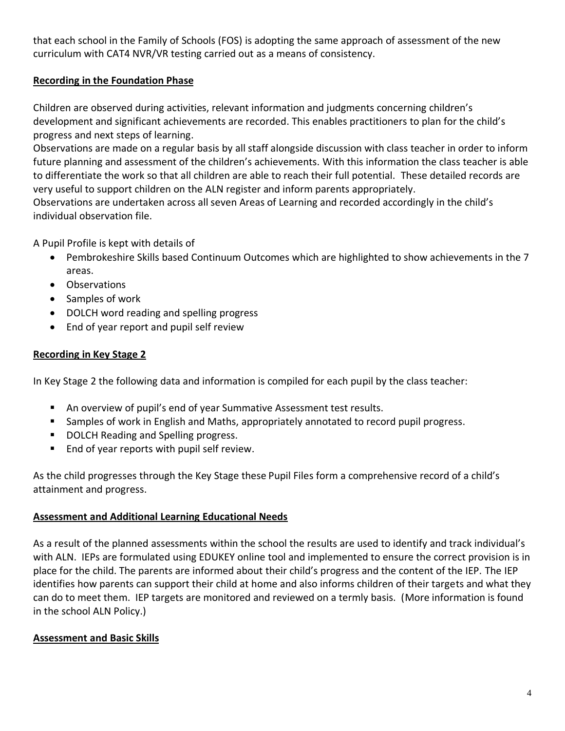that each school in the Family of Schools (FOS) is adopting the same approach of assessment of the new curriculum with CAT4 NVR/VR testing carried out as a means of consistency.

## Recording in the Foundation Phase

Children are observed during activities, relevant information and judgments concerning children's development and significant achievements are recorded. This enables practitioners to plan for the child's progress and next steps of learning.

Observations are made on a regular basis by all staff alongside discussion with class teacher in order to inform future planning and assessment of the children's achievements. With this information the class teacher is able to differentiate the work so that all children are able to reach their full potential. These detailed records are very useful to support children on the ALN register and inform parents appropriately.

Observations are undertaken across all seven Areas of Learning and recorded accordingly in the child's individual observation file.

A Pupil Profile is kept with details of

- Pembrokeshire Skills based Continuum Outcomes which are highlighted to show achievements in the 7 areas.
- Observations
- Samples of work
- DOLCH word reading and spelling progress
- End of year report and pupil self review

## Recording in Key Stage 2

In Key Stage 2 the following data and information is compiled for each pupil by the class teacher:

- An overview of pupil's end of year Summative Assessment test results.
- Samples of work in English and Maths, appropriately annotated to record pupil progress.
- DOLCH Reading and Spelling progress.
- End of year reports with pupil self review.

As the child progresses through the Key Stage these Pupil Files form a comprehensive record of a child's attainment and progress.

## Assessment and Additional Learning Educational Needs

As a result of the planned assessments within the school the results are used to identify and track individual's with ALN. IEPs are formulated using EDUKEY online tool and implemented to ensure the correct provision is in place for the child. The parents are informed about their child's progress and the content of the IEP. The IEP identifies how parents can support their child at home and also informs children of their targets and what they can do to meet them. IEP targets are monitored and reviewed on a termly basis. (More information is found in the school ALN Policy.)

## Assessment and Basic Skills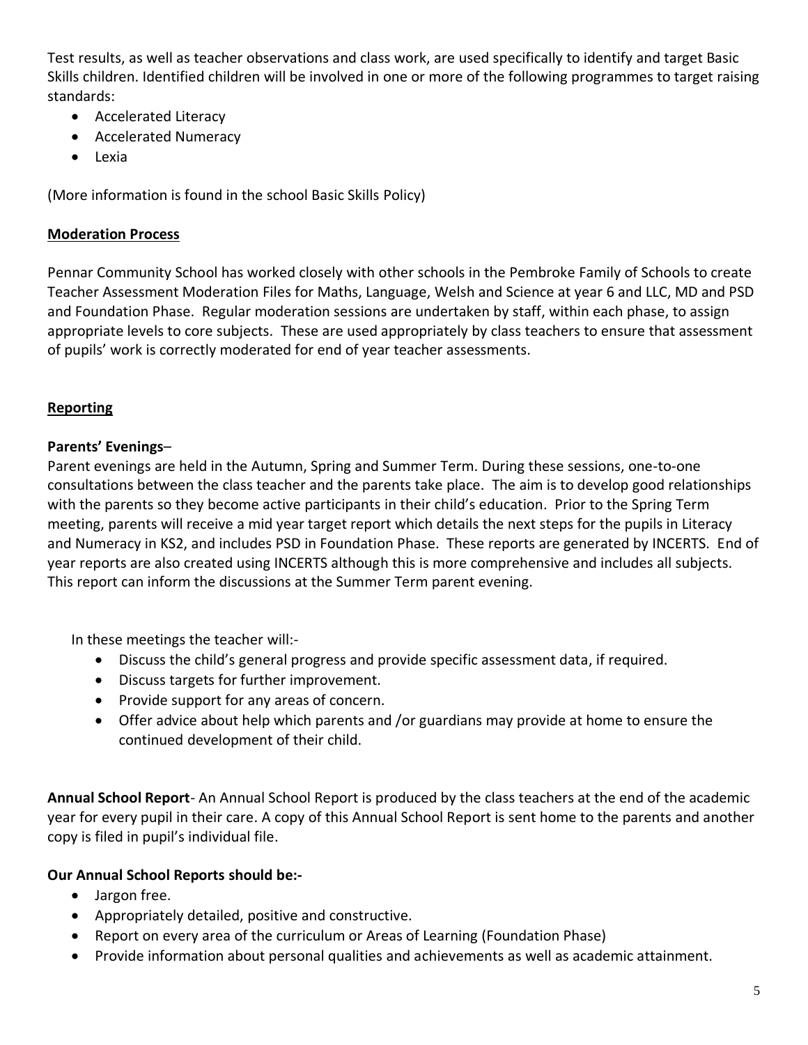Test results, as well as teacher observations and class work, are used specifically to identify and target Basic Skills children. Identified children will be involved in one or more of the following programmes to target raising standards:

- Accelerated Literacy
- Accelerated Numeracy
- Lexia

(More information is found in the school Basic Skills Policy)

## Moderation Process

Pennar Community School has worked closely with other schools in the Pembroke Family of Schools to create Teacher Assessment Moderation Files for Maths, Language, Welsh and Science at year 6 and LLC, MD and PSD and Foundation Phase. Regular moderation sessions are undertaken by staff, within each phase, to assign appropriate levels to core subjects. These are used appropriately by class teachers to ensure that assessment of pupils' work is correctly moderated for end of year teacher assessments.

## Reporting

**Parents' Evenings**–

Parent evenings are held in the Autumn, Spring and Summer Term. During these sessions, one-to-one consultations between the class teacher and the parents take place. The aim is to develop good relationships with the parents so they become active participants in their child's education. Prior to the Spring Term meeting, parents will receive a mid year target report which details the next steps for the pupils in Literacy and Numeracy in KS2, and includes PSD in Foundation Phase. These reports are generated by INCERTS. End of year reports are also created using INCERTS although this is more comprehensive and includes all subjects. This report can inform the discussions at the Summer Term parent evening.

In these meetings the teacher will:-

- Discuss the child's general progress and provide specific assessment data, if required.
- Discuss targets for further improvement.
- Provide support for any areas of concern.
- Offer advice about help which parents and /or guardians may provide at home to ensure the continued development of their child.

**Annual School Report**- An Annual School Report is produced by the class teachers at the end of the academic year for every pupil in their care. A copy of this Annual School Report is sent home to the parents and another copy is filed in pupil's individual file.

**Our Annual School Reports should be:-**

- Jargon free.
- Appropriately detailed, positive and constructive.
- Report on every area of the curriculum or Areas of Learning (Foundation Phase)
- Provide information about personal qualities and achievements as well as academic attainment.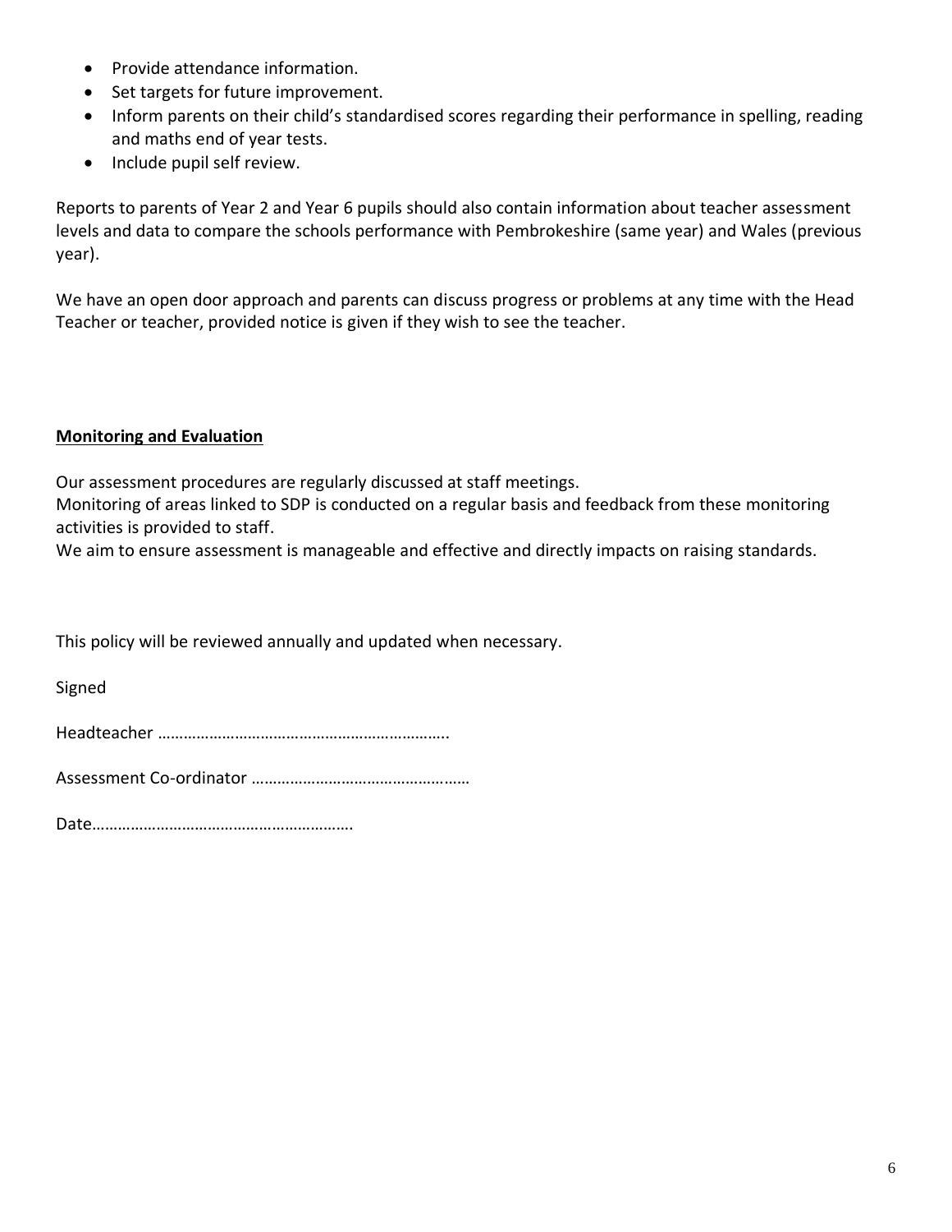- Provide attendance information.
- Set targets for future improvement.
- Inform parents on their child's standardised scores regarding their performance in spelling, reading and maths end of year tests.
- Include pupil self review.

Reports to parents of Year 2 and Year 6 pupils should also contain information about teacher assessment levels and data to compare the schools performance with Pembrokeshire (same year) and Wales (previous year).

We have an open door approach and parents can discuss progress or problems at any time with the Head Teacher or teacher, provided notice is given if they wish to see the teacher.

**Monitoring and Evaluation**

Our assessment procedures are regularly discussed at staff meetings.
Monitoring of areas linked to SDP is conducted on a regular basis and feedback from these monitoring activities is provided to staff.
We aim to ensure assessment is manageable and effective and directly impacts on raising standards.

This policy will be reviewed annually and updated when necessary.

Signed

Headteacher …………………………………………………………..

Assessment Co-ordinator ……………………………………………

Date…………………………………………………….